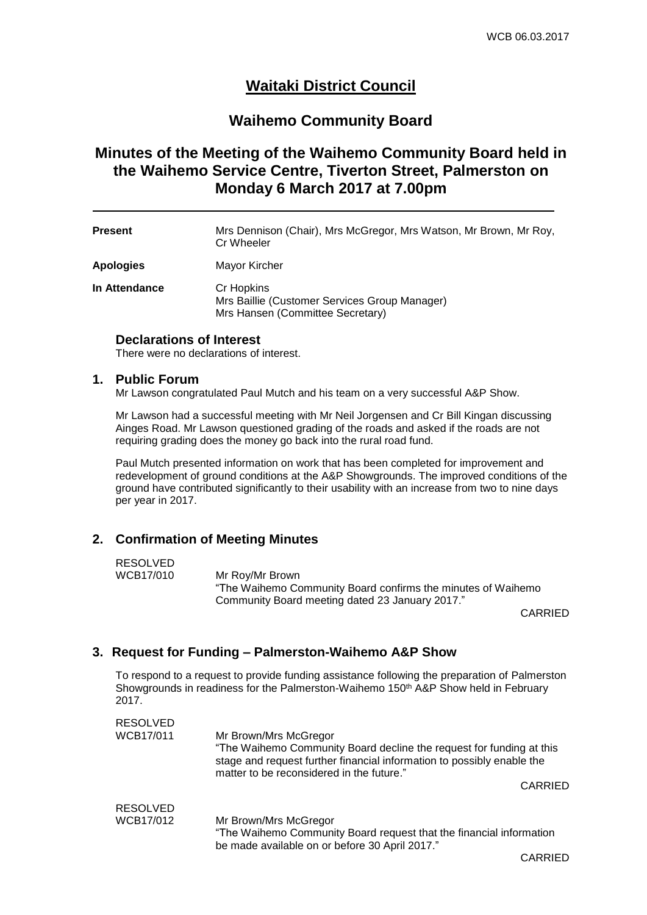# Waitaki District Council

## Waihemo Community Board

## Minutes of the Meeting of the Waihemo Community Board held in the Waihemo Service Centre, Tiverton Street, Palmerston on Monday 6 March 2017 at 7.00pm

---

| | |
|---|---|
| **Present** | Mrs Dennison (Chair), Mrs McGregor, Mrs Watson, Mr Brown, Mr Roy, Cr Wheeler |
| **Apologies** | Mayor Kircher |
| **In Attendance** | Cr Hopkins<br>Mrs Baillie (Customer Services Group Manager)<br>Mrs Hansen (Committee Secretary) |

### Declarations of Interest

There were no declarations of interest.

### 1. Public Forum

Mr Lawson congratulated Paul Mutch and his team on a very successful A&P Show.

Mr Lawson had a successful meeting with Mr Neil Jorgensen and Cr Bill Kingan discussing Ainges Road. Mr Lawson questioned grading of the roads and asked if the roads are not requiring grading does the money go back into the rural road fund.

Paul Mutch presented information on work that has been completed for improvement and redevelopment of ground conditions at the A&P Showgrounds. The improved conditions of the ground have contributed significantly to their usability with an increase from two to nine days per year in 2017.

### 2. Confirmation of Meeting Minutes

RESOLVED
WCB17/010 Mr Roy/Mr Brown
"The Waihemo Community Board confirms the minutes of Waihemo Community Board meeting dated 23 January 2017."

CARRIED

### 3. Request for Funding – Palmerston-Waihemo A&P Show

To respond to a request to provide funding assistance following the preparation of Palmerston Showgrounds in readiness for the Palmerston-Waihemo 150th A&P Show held in February 2017.

RESOLVED
WCB17/011 Mr Brown/Mrs McGregor
"The Waihemo Community Board decline the request for funding at this stage and request further financial information to possibly enable the matter to be reconsidered in the future."

CARRIED

RESOLVED
WCB17/012 Mr Brown/Mrs McGregor
"The Waihemo Community Board request that the financial information be made available on or before 30 April 2017."

CARRIED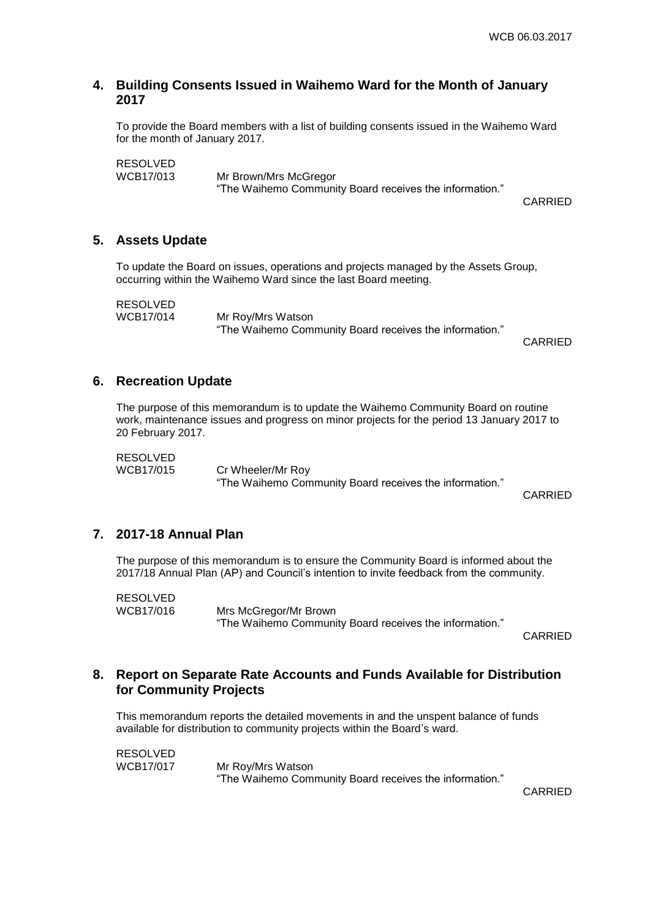## 4. Building Consents Issued in Waihemo Ward for the Month of January 2017

To provide the Board members with a list of building consents issued in the Waihemo Ward for the month of January 2017.

RESOLVED
WCB17/013 Mr Brown/Mrs McGregor
"The Waihemo Community Board receives the information."

CARRIED

## 5. Assets Update

To update the Board on issues, operations and projects managed by the Assets Group, occurring within the Waihemo Ward since the last Board meeting.

RESOLVED
WCB17/014 Mr Roy/Mrs Watson
"The Waihemo Community Board receives the information."

CARRIED

## 6. Recreation Update

The purpose of this memorandum is to update the Waihemo Community Board on routine work, maintenance issues and progress on minor projects for the period 13 January 2017 to 20 February 2017.

RESOLVED
WCB17/015 Cr Wheeler/Mr Roy
"The Waihemo Community Board receives the information."

CARRIED

## 7. 2017-18 Annual Plan

The purpose of this memorandum is to ensure the Community Board is informed about the 2017/18 Annual Plan (AP) and Council's intention to invite feedback from the community.

RESOLVED
WCB17/016 Mrs McGregor/Mr Brown
"The Waihemo Community Board receives the information."

CARRIED

## 8. Report on Separate Rate Accounts and Funds Available for Distribution for Community Projects

This memorandum reports the detailed movements in and the unspent balance of funds available for distribution to community projects within the Board's ward.

RESOLVED
WCB17/017 Mr Roy/Mrs Watson
"The Waihemo Community Board receives the information."

CARRIED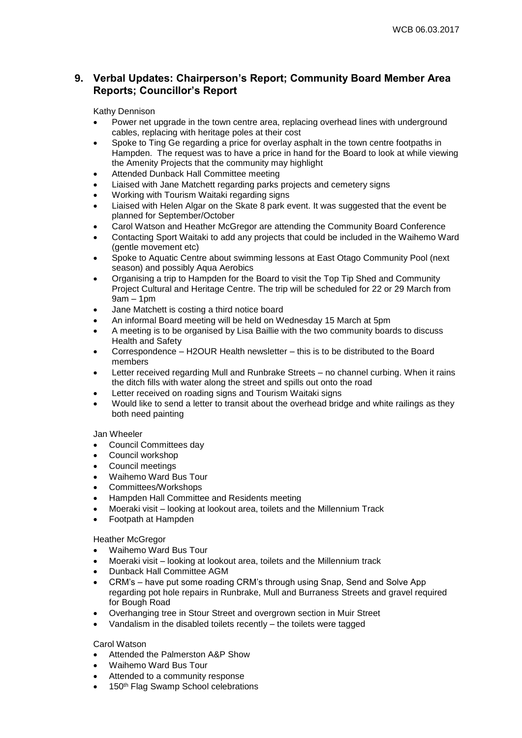## 9. Verbal Updates: Chairperson's Report; Community Board Member Area Reports; Councillor's Report

Kathy Dennison

- Power net upgrade in the town centre area, replacing overhead lines with underground cables, replacing with heritage poles at their cost
- Spoke to Ting Ge regarding a price for overlay asphalt in the town centre footpaths in Hampden. The request was to have a price in hand for the Board to look at while viewing the Amenity Projects that the community may highlight
- Attended Dunback Hall Committee meeting
- Liaised with Jane Matchett regarding parks projects and cemetery signs
- Working with Tourism Waitaki regarding signs
- Liaised with Helen Algar on the Skate 8 park event. It was suggested that the event be planned for September/October
- Carol Watson and Heather McGregor are attending the Community Board Conference
- Contacting Sport Waitaki to add any projects that could be included in the Waihemo Ward (gentle movement etc)
- Spoke to Aquatic Centre about swimming lessons at East Otago Community Pool (next season) and possibly Aqua Aerobics
- Organising a trip to Hampden for the Board to visit the Top Tip Shed and Community Project Cultural and Heritage Centre. The trip will be scheduled for 22 or 29 March from 9am – 1pm
- Jane Matchett is costing a third notice board
- An informal Board meeting will be held on Wednesday 15 March at 5pm
- A meeting is to be organised by Lisa Baillie with the two community boards to discuss Health and Safety
- Correspondence – H2OUR Health newsletter – this is to be distributed to the Board members
- Letter received regarding Mull and Runbrake Streets – no channel curbing. When it rains the ditch fills with water along the street and spills out onto the road
- Letter received on roading signs and Tourism Waitaki signs
- Would like to send a letter to transit about the overhead bridge and white railings as they both need painting

Jan Wheeler

- Council Committees day
- Council workshop
- Council meetings
- Waihemo Ward Bus Tour
- Committees/Workshops
- Hampden Hall Committee and Residents meeting
- Moeraki visit – looking at lookout area, toilets and the Millennium Track
- Footpath at Hampden

Heather McGregor

- Waihemo Ward Bus Tour
- Moeraki visit – looking at lookout area, toilets and the Millennium track
- Dunback Hall Committee AGM
- CRM's – have put some roading CRM's through using Snap, Send and Solve App regarding pot hole repairs in Runbrake, Mull and Burraness Streets and gravel required for Bough Road
- Overhanging tree in Stour Street and overgrown section in Muir Street
- Vandalism in the disabled toilets recently – the toilets were tagged

Carol Watson

- Attended the Palmerston A&P Show
- Waihemo Ward Bus Tour
- Attended to a community response
- 150th Flag Swamp School celebrations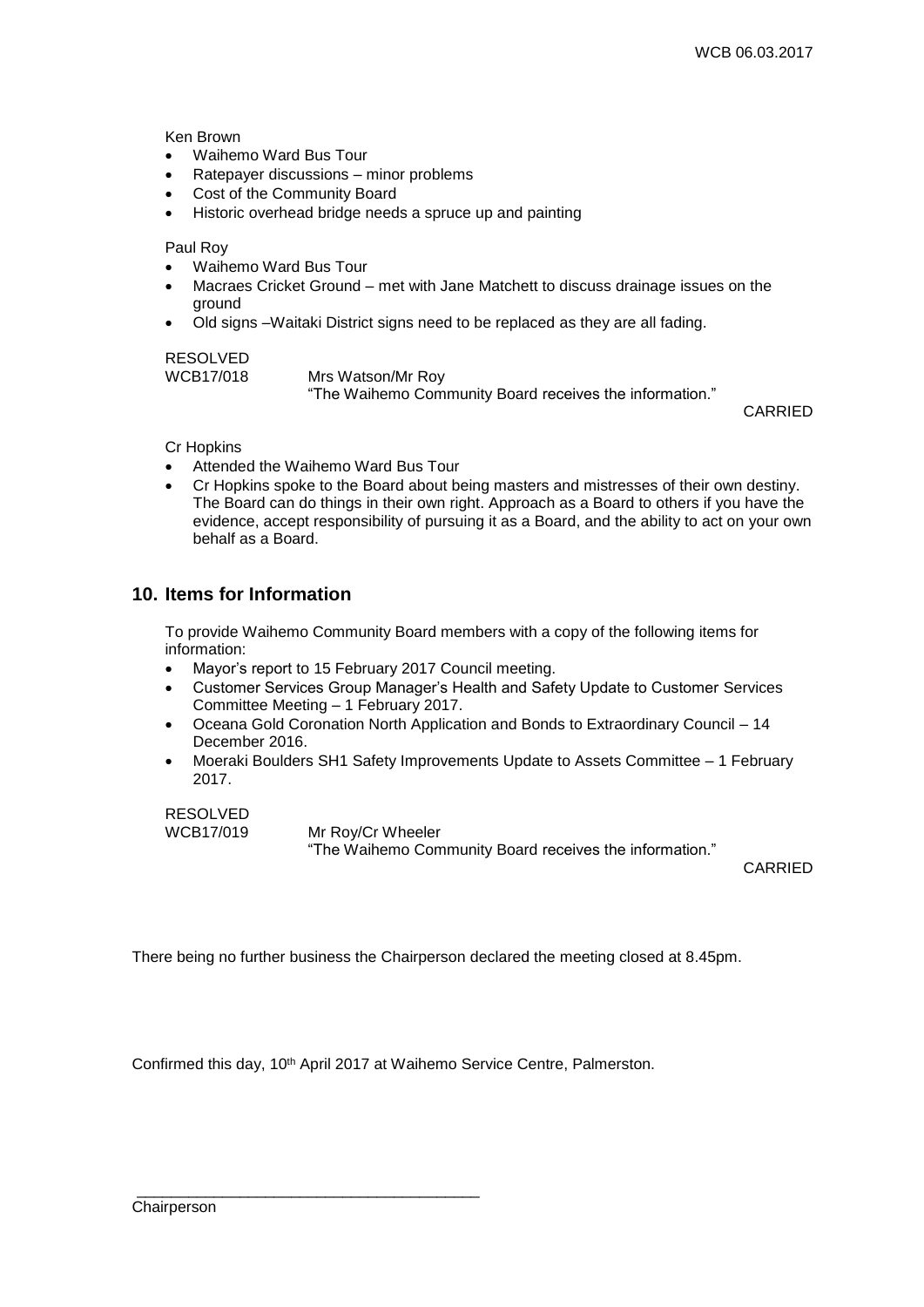Ken Brown

- Waihemo Ward Bus Tour
- Ratepayer discussions – minor problems
- Cost of the Community Board
- Historic overhead bridge needs a spruce up and painting

Paul Roy

- Waihemo Ward Bus Tour
- Macraes Cricket Ground – met with Jane Matchett to discuss drainage issues on the ground
- Old signs –Waitaki District signs need to be replaced as they are all fading.

RESOLVED
WCB17/018 Mrs Watson/Mr Roy
"The Waihemo Community Board receives the information."
CARRIED

Cr Hopkins

- Attended the Waihemo Ward Bus Tour
- Cr Hopkins spoke to the Board about being masters and mistresses of their own destiny. The Board can do things in their own right. Approach as a Board to others if you have the evidence, accept responsibility of pursuing it as a Board, and the ability to act on your own behalf as a Board.

## 10. Items for Information

To provide Waihemo Community Board members with a copy of the following items for information:

- Mayor's report to 15 February 2017 Council meeting.
- Customer Services Group Manager's Health and Safety Update to Customer Services Committee Meeting – 1 February 2017.
- Oceana Gold Coronation North Application and Bonds to Extraordinary Council – 14 December 2016.
- Moeraki Boulders SH1 Safety Improvements Update to Assets Committee – 1 February 2017.

RESOLVED
WCB17/019 Mr Roy/Cr Wheeler
"The Waihemo Community Board receives the information."
CARRIED

There being no further business the Chairperson declared the meeting closed at 8.45pm.

Confirmed this day, 10th April 2017 at Waihemo Service Centre, Palmerston.

\_\_\_\_\_\_\_\_\_\_\_\_\_\_\_\_\_\_\_\_\_\_\_\_\_\_\_\_\_\_\_\_\_\_\_\_\_\_\_\_

Chairperson